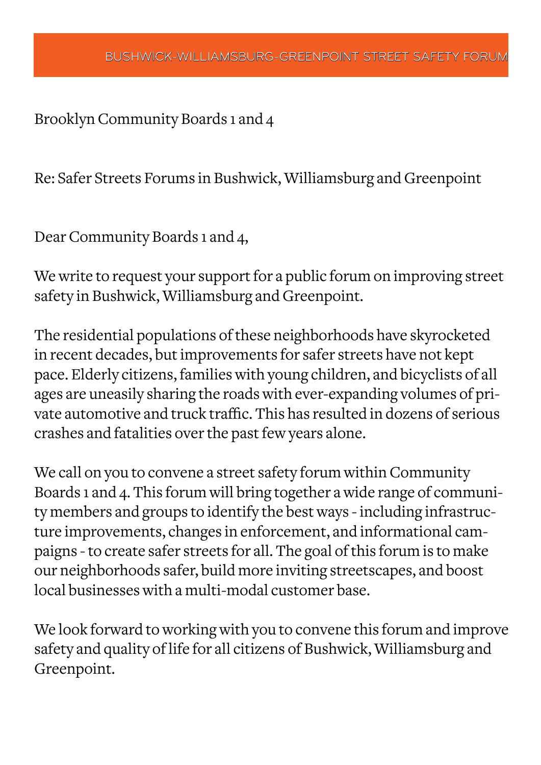# BUSHWICK-WILLIAMSBURG-GREENPOINT STREET SAFETY FORUM

Brooklyn Community Boards 1 and 4

Re: Safer Streets Forums in Bushwick, Williamsburg and Greenpoint

Dear Community Boards 1 and 4,

We write to request your support for a public forum on improving street safety in Bushwick, Williamsburg and Greenpoint.

The residential populations of these neighborhoods have skyrocketed in recent decades, but improvements for safer streets have not kept pace. Elderly citizens, families with young children, and bicyclists of all ages are uneasily sharing the roads with ever-expanding volumes of private automotive and truck traffic. This has resulted in dozens of serious crashes and fatalities over the past few years alone.

We call on you to convene a street safety forum within Community Boards 1 and 4. This forum will bring together a wide range of community members and groups to identify the best ways - including infrastructure improvements, changes in enforcement, and informational campaigns - to create safer streets for all. The goal of this forum is to make our neighborhoods safer, build more inviting streetscapes, and boost local businesses with a multi-modal customer base.

We look forward to working with you to convene this forum and improve safety and quality of life for all citizens of Bushwick, Williamsburg and Greenpoint.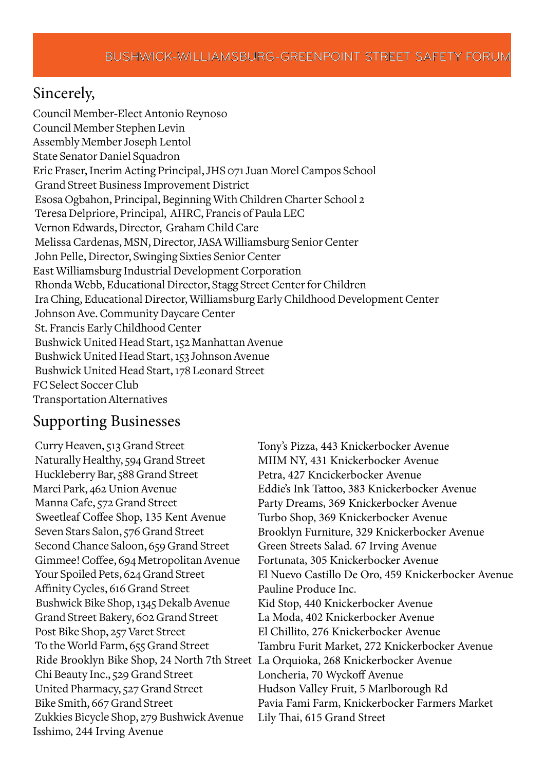Sincerely,

Council Member-Elect Antonio Reynoso
Council Member Stephen Levin
Assembly Member Joseph Lentol
State Senator Daniel Squadron
Eric Fraser, Inerim Acting Principal, JHS 071 Juan Morel Campos School
Grand Street Business Improvement District
Esosa Ogbahon, Principal, Beginning With Children Charter School 2
Teresa Delpriore, Principal, AHRC, Francis of Paula LEC
Vernon Edwards, Director, Graham Child Care
Melissa Cardenas, MSN, Director, JASA Williamsburg Senior Center
John Pelle, Director, Swinging Sixties Senior Center
East Williamsburg Industrial Development Corporation
Rhonda Webb, Educational Director, Stagg Street Center for Children
Ira Ching, Educational Director, Williamsburg Early Childhood Development Center
Johnson Ave. Community Daycare Center
St. Francis Early Childhood Center
Bushwick United Head Start, 152 Manhattan Avenue
Bushwick United Head Start, 153 Johnson Avenue
Bushwick United Head Start, 178 Leonard Street
FC Select Soccer Club
Transportation Alternatives

## Supporting Businesses

Curry Heaven, 513 Grand Street
Naturally Healthy, 594 Grand Street
Huckleberry Bar, 588 Grand Street
Marci Park, 462 Union Avenue
Manna Cafe, 572 Grand Street
Sweetleaf Coffee Shop, 135 Kent Avenue
Seven Stars Salon, 576 Grand Street
Second Chance Saloon, 659 Grand Street
Gimmee! Coffee, 694 Metropolitan Avenue
Your Spoiled Pets, 624 Grand Street
Affinity Cycles, 616 Grand Street
Bushwick Bike Shop, 1345 Dekalb Avenue
Grand Street Bakery, 602 Grand Street
Post Bike Shop, 257 Varet Street
To the World Farm, 655 Grand Street
Ride Brooklyn Bike Shop, 24 North 7th Street
Chi Beauty Inc., 529 Grand Street
United Pharmacy, 527 Grand Street
Bike Smith, 667 Grand Street
Zukkies Bicycle Shop, 279 Bushwick Avenue
Isshimo, 244 Irving Avenue
Tony's Pizza, 443 Knickerbocker Avenue
MIIM NY, 431 Knickerbocker Avenue
Petra, 427 Kncickerbocker Avenue
Eddie's Ink Tattoo, 383 Knickerbocker Avenue
Party Dreams, 369 Knickerbocker Avenue
Turbo Shop, 369 Knickerbocker Avenue
Brooklyn Furniture, 329 Knickerbocker Avenue
Green Streets Salad. 67 Irving Avenue
Fortunata, 305 Knickerbocker Avenue
El Nuevo Castillo De Oro, 459 Knickerbocker Avenue
Pauline Produce Inc.
Kid Stop, 440 Knickerbocker Avenue
La Moda, 402 Knickerbocker Avenue
El Chillito, 276 Knickerbocker Avenue
Tambru Furit Market, 272 Knickerbocker Avenue
La Orquioka, 268 Knickerbocker Avenue
Loncheria, 70 Wyckoff Avenue
Hudson Valley Fruit, 5 Marlborough Rd
Pavia Fami Farm, Knickerbocker Farmers Market
Lily Thai, 615 Grand Street